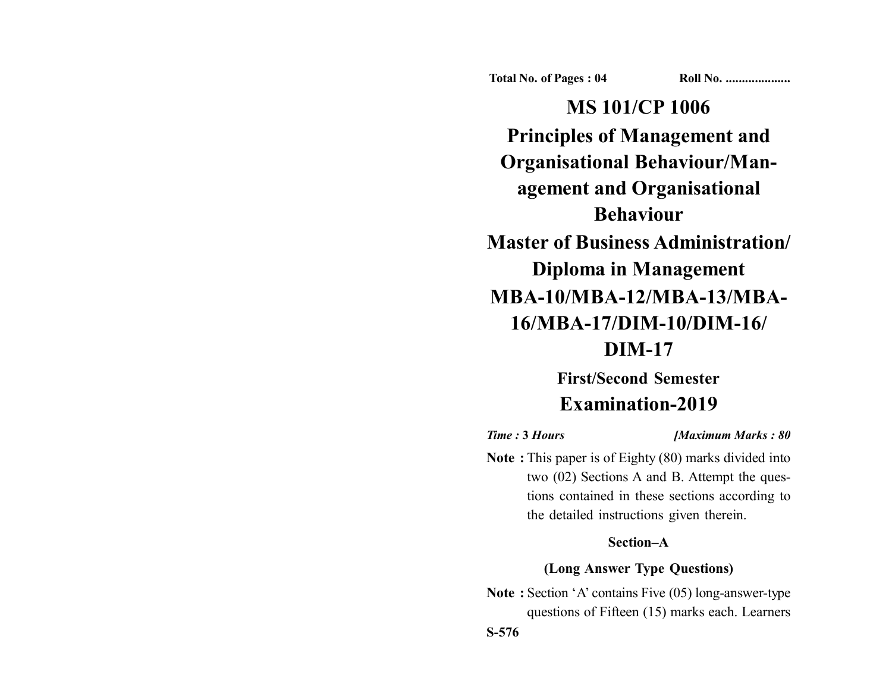Total No. of Pages : 04 Roll No. ....................

# MS 101/CP 1006

# Principles of Management and Organisational Behaviour/Management and Organisational Behaviour

# Master of Business Administration/ Diploma in Management

# MBA-10/MBA-12/MBA-13/MBA-16/MBA-17/DIM-10/DIM-16/ DIM-17

## First/Second Semester

## Examination-2019

*Time :* **3** *Hours* *[Maximum Marks : 80*

**Note :** This paper is of Eighty (80) marks divided into two (02) Sections A and B. Attempt the questions contained in these sections according to the detailed instructions given therein.

### Section–A

### (Long Answer Type Questions)

**Note :** Section 'A' contains Five (05) long-answer-type questions of Fifteen (15) marks each. Learners

S-576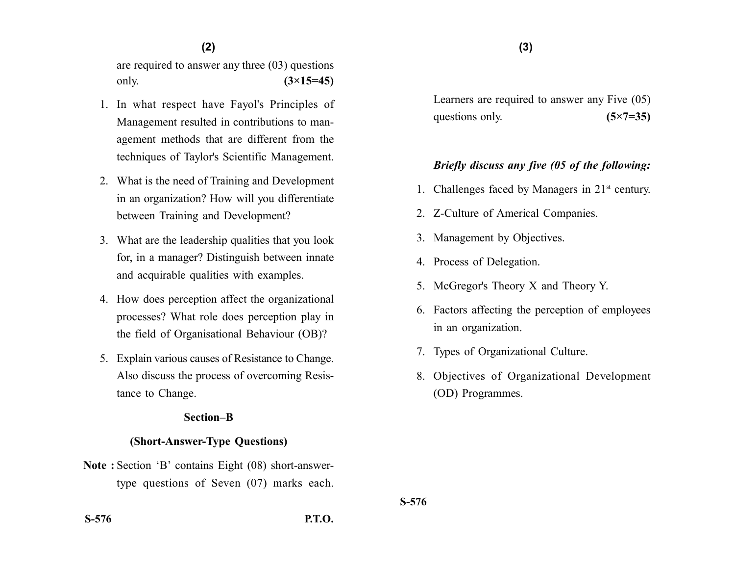are required to answer any three (03) questions only. **(3×15=45)**

1. In what respect have Fayol's Principles of Management resulted in contributions to management methods that are different from the techniques of Taylor's Scientific Management.
2. What is the need of Training and Development in an organization? How will you differentiate between Training and Development?
3. What are the leadership qualities that you look for, in a manager? Distinguish between innate and acquirable qualities with examples.
4. How does perception affect the organizational processes? What role does perception play in the field of Organisational Behaviour (OB)?
5. Explain various causes of Resistance to Change. Also discuss the process of overcoming Resistance to Change.

## Section–B

### (Short-Answer-Type Questions)

**Note :** Section 'B' contains Eight (08) short-answer-type questions of Seven (07) marks each. Learners are required to answer any Five (05) questions only. **(5×7=35)**

***Briefly discuss any five (05 of the following:***

1. Challenges faced by Managers in 21st century.
2. Z-Culture of Americal Companies.
3. Management by Objectives.
4. Process of Delegation.
5. McGregor's Theory X and Theory Y.
6. Factors affecting the perception of employees in an organization.
7. Types of Organizational Culture.
8. Objectives of Organizational Development (OD) Programmes.